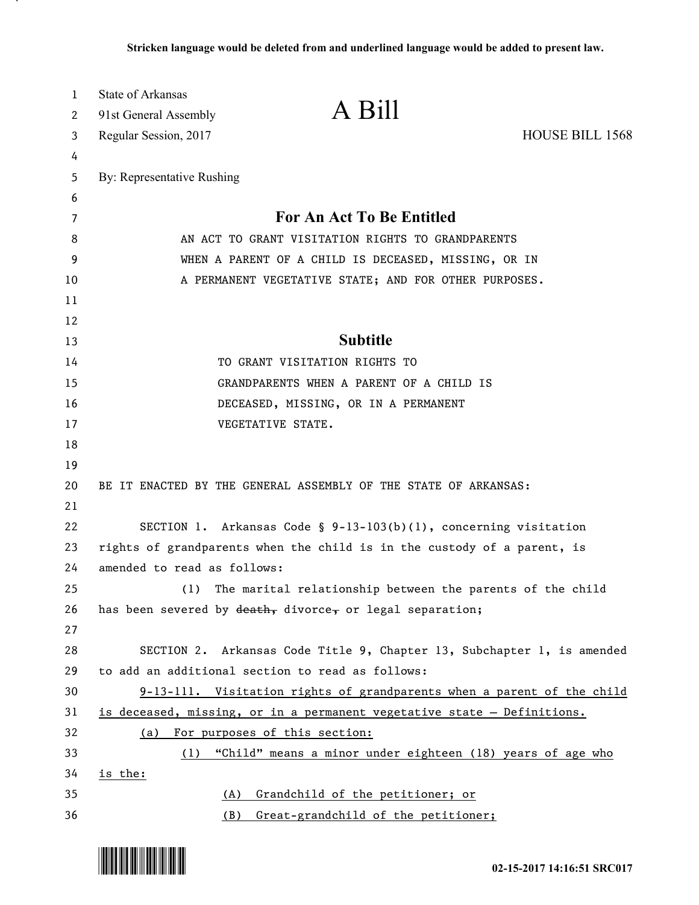**Stricken language would be deleted from and underlined language would be added to present law.**

State of Arkansas
91st General Assembly
Regular Session, 2017

# A Bill

HOUSE BILL 1568

By: Representative Rushing

## For An Act To Be Entitled

AN ACT TO GRANT VISITATION RIGHTS TO GRANDPARENTS WHEN A PARENT OF A CHILD IS DECEASED, MISSING, OR IN A PERMANENT VEGETATIVE STATE; AND FOR OTHER PURPOSES.

## Subtitle

TO GRANT VISITATION RIGHTS TO GRANDPARENTS WHEN A PARENT OF A CHILD IS DECEASED, MISSING, OR IN A PERMANENT VEGETATIVE STATE.

BE IT ENACTED BY THE GENERAL ASSEMBLY OF THE STATE OF ARKANSAS:

SECTION 1. Arkansas Code § 9-13-103(b)(1), concerning visitation rights of grandparents when the child is in the custody of a parent, is amended to read as follows:

(1) The marital relationship between the parents of the child has been severed by ~~death,~~ divorce~~,~~ or legal separation;

SECTION 2. Arkansas Code Title 9, Chapter 13, Subchapter 1, is amended to add an additional section to read as follows:

<u>9-13-111. Visitation rights of grandparents when a parent of the child is deceased, missing, or in a permanent vegetative state – Definitions.</u>

<u>(a) For purposes of this section:</u>

<u>(1) "Child" means a minor under eighteen (18) years of age who is the:</u>

<u>(A) Grandchild of the petitioner; or</u>

<u>(B) Great-grandchild of the petitioner;</u>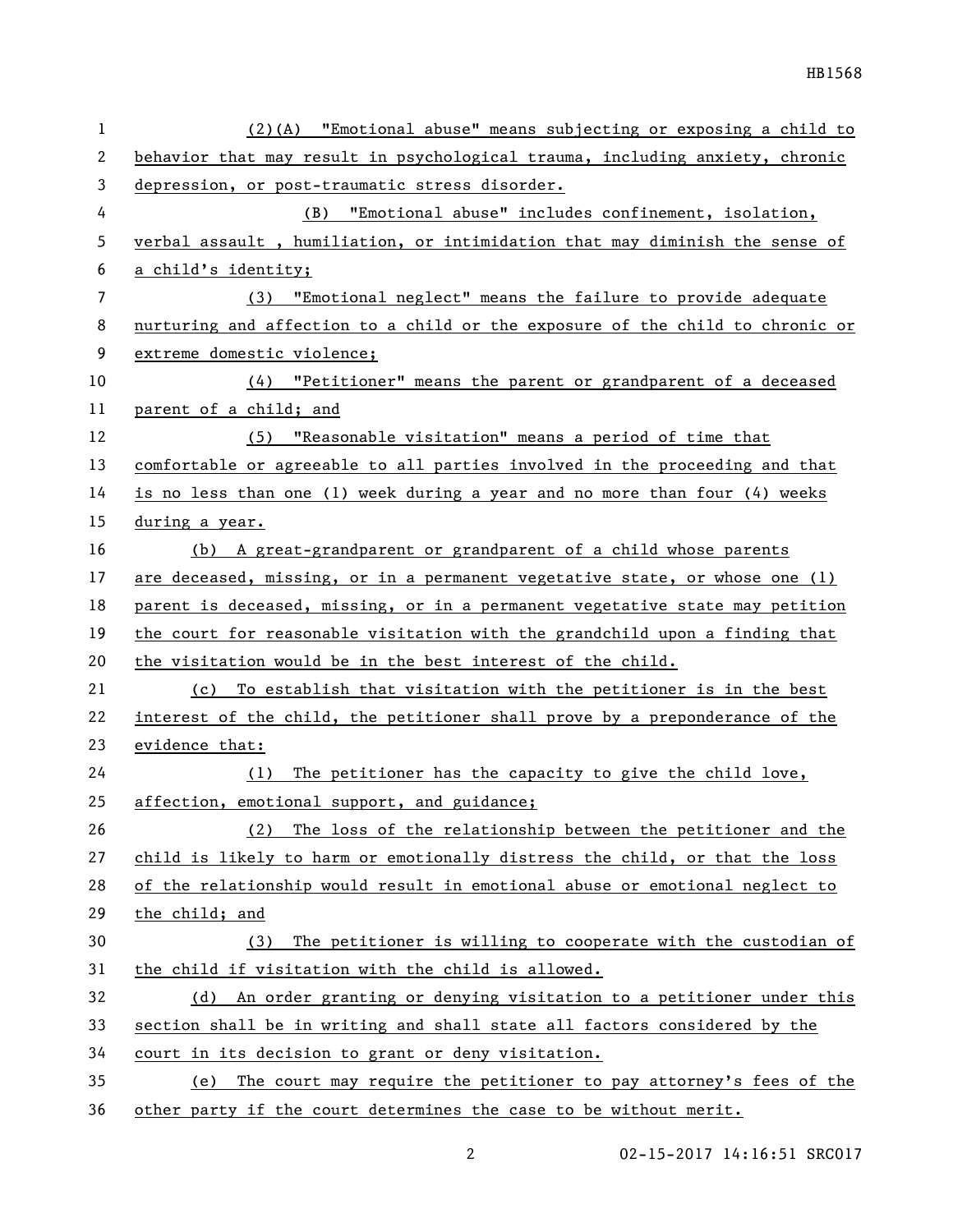(2)(A) "Emotional abuse" means subjecting or exposing a child to behavior that may result in psychological trauma, including anxiety, chronic depression, or post-traumatic stress disorder.

(B) "Emotional abuse" includes confinement, isolation, verbal assault , humiliation, or intimidation that may diminish the sense of a child's identity;

(3) "Emotional neglect" means the failure to provide adequate nurturing and affection to a child or the exposure of the child to chronic or extreme domestic violence;

(4) "Petitioner" means the parent or grandparent of a deceased parent of a child; and

(5) "Reasonable visitation" means a period of time that comfortable or agreeable to all parties involved in the proceeding and that is no less than one (1) week during a year and no more than four (4) weeks during a year.

(b) A great-grandparent or grandparent of a child whose parents are deceased, missing, or in a permanent vegetative state, or whose one (1) parent is deceased, missing, or in a permanent vegetative state may petition the court for reasonable visitation with the grandchild upon a finding that the visitation would be in the best interest of the child.

(c) To establish that visitation with the petitioner is in the best interest of the child, the petitioner shall prove by a preponderance of the evidence that:

(1) The petitioner has the capacity to give the child love, affection, emotional support, and guidance;

(2) The loss of the relationship between the petitioner and the child is likely to harm or emotionally distress the child, or that the loss of the relationship would result in emotional abuse or emotional neglect to the child; and

(3) The petitioner is willing to cooperate with the custodian of the child if visitation with the child is allowed.

(d) An order granting or denying visitation to a petitioner under this section shall be in writing and shall state all factors considered by the court in its decision to grant or deny visitation.

(e) The court may require the petitioner to pay attorney's fees of the other party if the court determines the case to be without merit.